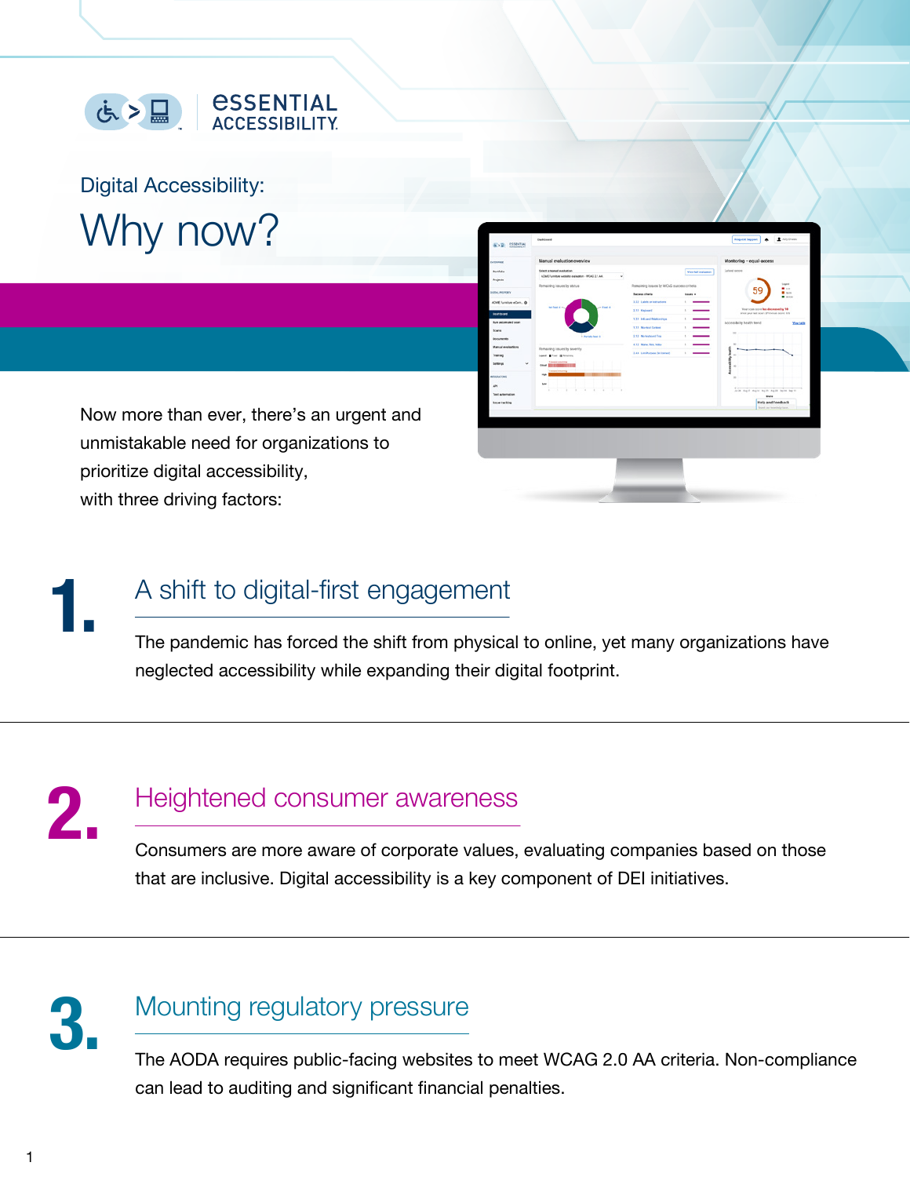Digital Accessibility:

# Why now?

Now more than ever, there's an urgent and unmistakable need for organizations to prioritize digital accessibility, with three driving factors:

## 1. A shift to digital-first engagement

The pandemic has forced the shift from physical to online, yet many organizations have neglected accessibility while expanding their digital footprint.

## 2. Heightened consumer awareness

Consumers are more aware of corporate values, evaluating companies based on those that are inclusive. Digital accessibility is a key component of DEI initiatives.

## 3. Mounting regulatory pressure

The AODA requires public-facing websites to meet WCAG 2.0 AA criteria. Non-compliance can lead to auditing and significant financial penalties.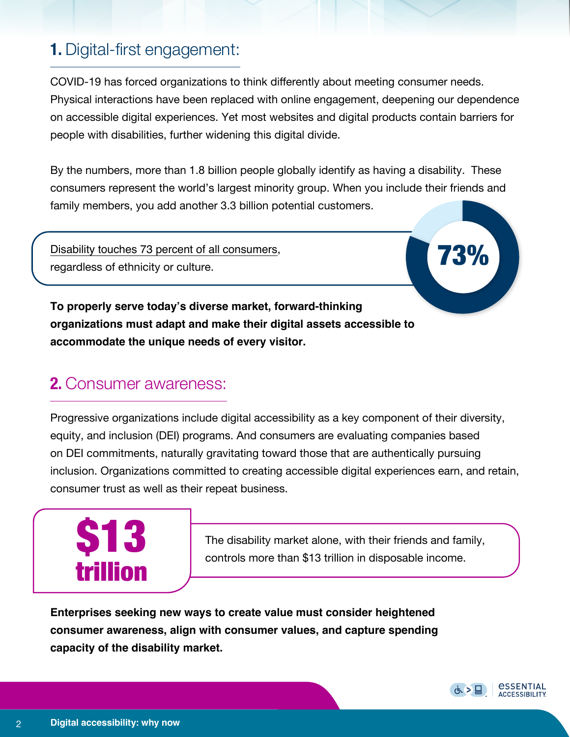## 1. Digital-first engagement:

COVID-19 has forced organizations to think differently about meeting consumer needs. Physical interactions have been replaced with online engagement, deepening our dependence on accessible digital experiences. Yet most websites and digital products contain barriers for people with disabilities, further widening this digital divide.

By the numbers, more than 1.8 billion people globally identify as having a disability. These consumers represent the world's largest minority group. When you include their friends and family members, you add another 3.3 billion potential customers.

**73%**

Disability touches 73 percent of all consumers, regardless of ethnicity or culture.

**To properly serve today's diverse market, forward-thinking organizations must adapt and make their digital assets accessible to accommodate the unique needs of every visitor.**

## 2. Consumer awareness:

Progressive organizations include digital accessibility as a key component of their diversity, equity, and inclusion (DEI) programs. And consumers are evaluating companies based on DEI commitments, naturally gravitating toward those that are authentically pursuing inclusion. Organizations committed to creating accessible digital experiences earn, and retain, consumer trust as well as their repeat business.

**$13 trillion**

The disability market alone, with their friends and family, controls more than $13 trillion in disposable income.

**Enterprises seeking new ways to create value must consider heightened consumer awareness, align with consumer values, and capture spending capacity of the disability market.**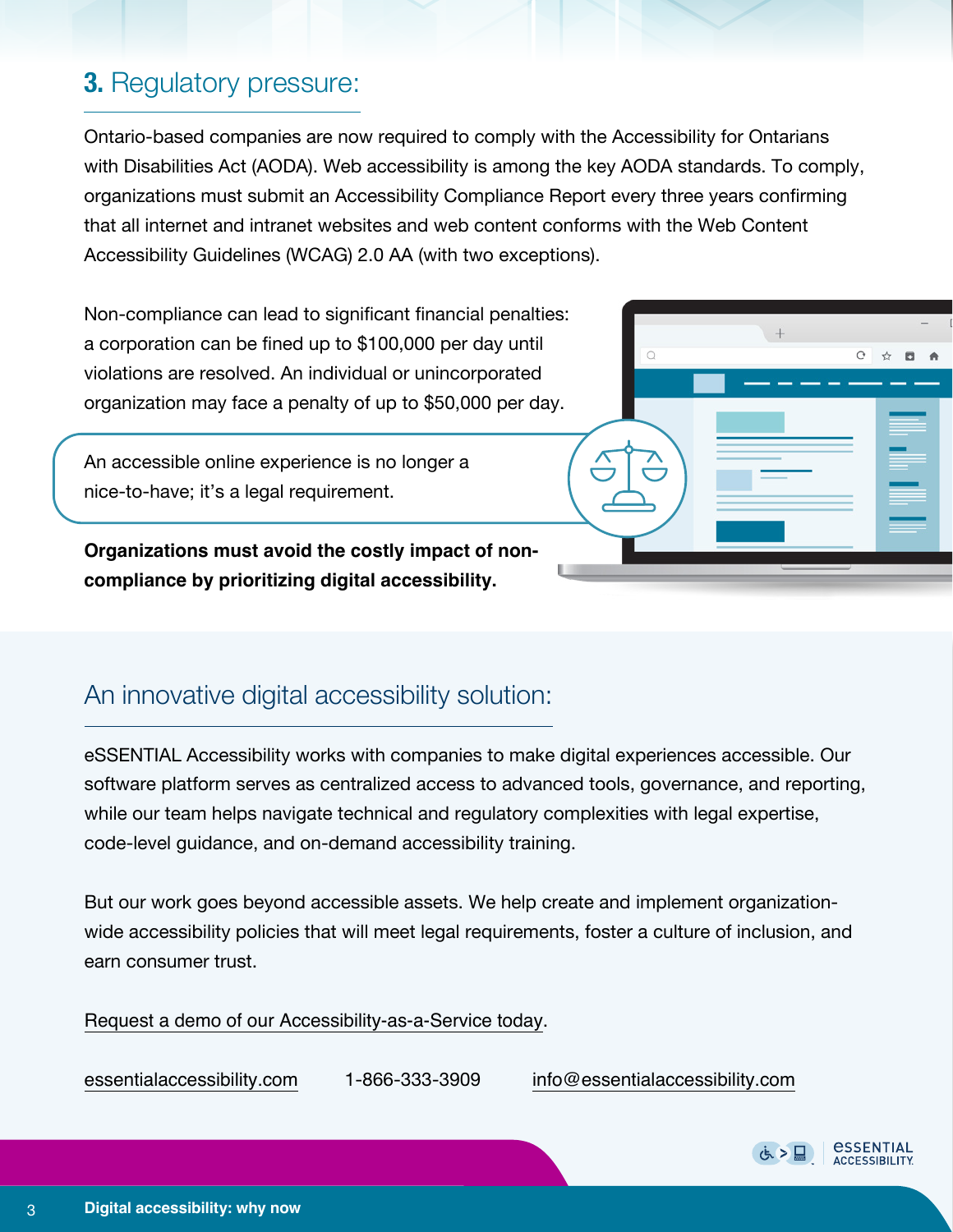## **3.** Regulatory pressure:

Ontario-based companies are now required to comply with the Accessibility for Ontarians with Disabilities Act (AODA). Web accessibility is among the key AODA standards. To comply, organizations must submit an Accessibility Compliance Report every three years confirming that all internet and intranet websites and web content conforms with the Web Content Accessibility Guidelines (WCAG) 2.0 AA (with two exceptions).

Non-compliance can lead to significant financial penalties: a corporation can be fined up to $100,000 per day until violations are resolved. An individual or unincorporated organization may face a penalty of up to $50,000 per day.

An accessible online experience is no longer a nice-to-have; it's a legal requirement.

**Organizations must avoid the costly impact of non-compliance by prioritizing digital accessibility.**

## An innovative digital accessibility solution:

eSSENTIAL Accessibility works with companies to make digital experiences accessible. Our software platform serves as centralized access to advanced tools, governance, and reporting, while our team helps navigate technical and regulatory complexities with legal expertise, code-level guidance, and on-demand accessibility training.

But our work goes beyond accessible assets. We help create and implement organization-wide accessibility policies that will meet legal requirements, foster a culture of inclusion, and earn consumer trust.

Request a demo of our Accessibility-as-a-Service today.

essentialaccessibility.com  1-866-333-3909  info@essentialaccessibility.com

eSSENTIAL ACCESSIBILITY.